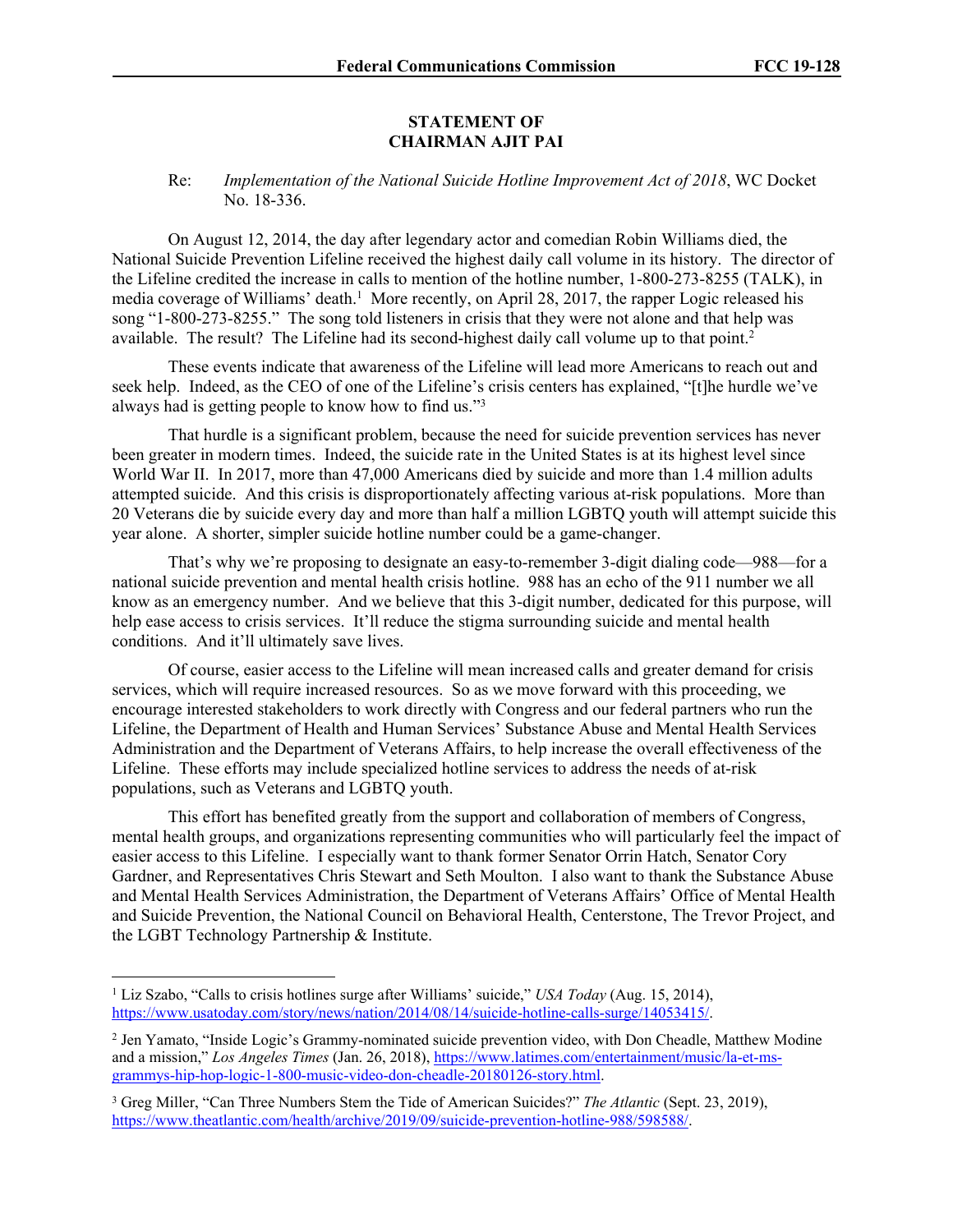**STATEMENT OF**
**CHAIRMAN AJIT PAI**

Re: *Implementation of the National Suicide Hotline Improvement Act of 2018*, WC Docket No. 18-336.

On August 12, 2014, the day after legendary actor and comedian Robin Williams died, the National Suicide Prevention Lifeline received the highest daily call volume in its history. The director of the Lifeline credited the increase in calls to mention of the hotline number, 1-800-273-8255 (TALK), in media coverage of Williams' death.[1] More recently, on April 28, 2017, the rapper Logic released his song "1-800-273-8255." The song told listeners in crisis that they were not alone and that help was available. The result? The Lifeline had its second-highest daily call volume up to that point.[2]

These events indicate that awareness of the Lifeline will lead more Americans to reach out and seek help. Indeed, as the CEO of one of the Lifeline's crisis centers has explained, "[t]he hurdle we've always had is getting people to know how to find us."[3]

That hurdle is a significant problem, because the need for suicide prevention services has never been greater in modern times. Indeed, the suicide rate in the United States is at its highest level since World War II. In 2017, more than 47,000 Americans died by suicide and more than 1.4 million adults attempted suicide. And this crisis is disproportionately affecting various at-risk populations. More than 20 Veterans die by suicide every day and more than half a million LGBTQ youth will attempt suicide this year alone. A shorter, simpler suicide hotline number could be a game-changer.

That's why we're proposing to designate an easy-to-remember 3-digit dialing code—988—for a national suicide prevention and mental health crisis hotline. 988 has an echo of the 911 number we all know as an emergency number. And we believe that this 3-digit number, dedicated for this purpose, will help ease access to crisis services. It'll reduce the stigma surrounding suicide and mental health conditions. And it'll ultimately save lives.

Of course, easier access to the Lifeline will mean increased calls and greater demand for crisis services, which will require increased resources. So as we move forward with this proceeding, we encourage interested stakeholders to work directly with Congress and our federal partners who run the Lifeline, the Department of Health and Human Services' Substance Abuse and Mental Health Services Administration and the Department of Veterans Affairs, to help increase the overall effectiveness of the Lifeline. These efforts may include specialized hotline services to address the needs of at-risk populations, such as Veterans and LGBTQ youth.

This effort has benefited greatly from the support and collaboration of members of Congress, mental health groups, and organizations representing communities who will particularly feel the impact of easier access to this Lifeline. I especially want to thank former Senator Orrin Hatch, Senator Cory Gardner, and Representatives Chris Stewart and Seth Moulton. I also want to thank the Substance Abuse and Mental Health Services Administration, the Department of Veterans Affairs' Office of Mental Health and Suicide Prevention, the National Council on Behavioral Health, Centerstone, The Trevor Project, and the LGBT Technology Partnership & Institute.

---

[1] Liz Szabo, "Calls to crisis hotlines surge after Williams' suicide," *USA Today* (Aug. 15, 2014), https://www.usatoday.com/story/news/nation/2014/08/14/suicide-hotline-calls-surge/14053415/.

[2] Jen Yamato, "Inside Logic's Grammy-nominated suicide prevention video, with Don Cheadle, Matthew Modine and a mission," *Los Angeles Times* (Jan. 26, 2018), https://www.latimes.com/entertainment/music/la-et-ms-grammys-hip-hop-logic-1-800-music-video-don-cheadle-20180126-story.html.

[3] Greg Miller, "Can Three Numbers Stem the Tide of American Suicides?" *The Atlantic* (Sept. 23, 2019), https://www.theatlantic.com/health/archive/2019/09/suicide-prevention-hotline-988/598588/.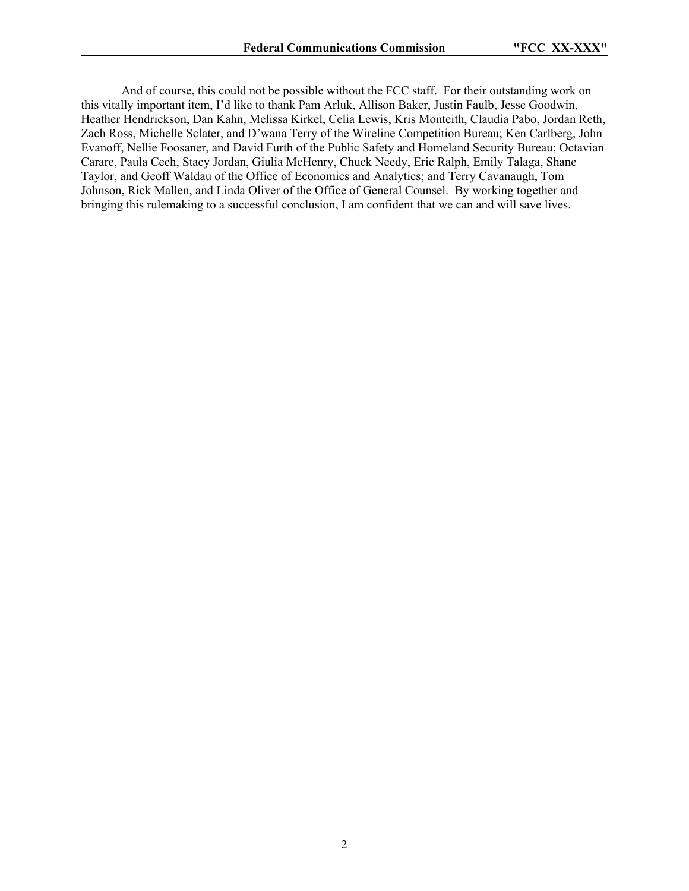And of course, this could not be possible without the FCC staff. For their outstanding work on this vitally important item, I'd like to thank Pam Arluk, Allison Baker, Justin Faulb, Jesse Goodwin, Heather Hendrickson, Dan Kahn, Melissa Kirkel, Celia Lewis, Kris Monteith, Claudia Pabo, Jordan Reth, Zach Ross, Michelle Sclater, and D'wana Terry of the Wireline Competition Bureau; Ken Carlberg, John Evanoff, Nellie Foosaner, and David Furth of the Public Safety and Homeland Security Bureau; Octavian Carare, Paula Cech, Stacy Jordan, Giulia McHenry, Chuck Needy, Eric Ralph, Emily Talaga, Shane Taylor, and Geoff Waldau of the Office of Economics and Analytics; and Terry Cavanaugh, Tom Johnson, Rick Mallen, and Linda Oliver of the Office of General Counsel. By working together and bringing this rulemaking to a successful conclusion, I am confident that we can and will save lives.